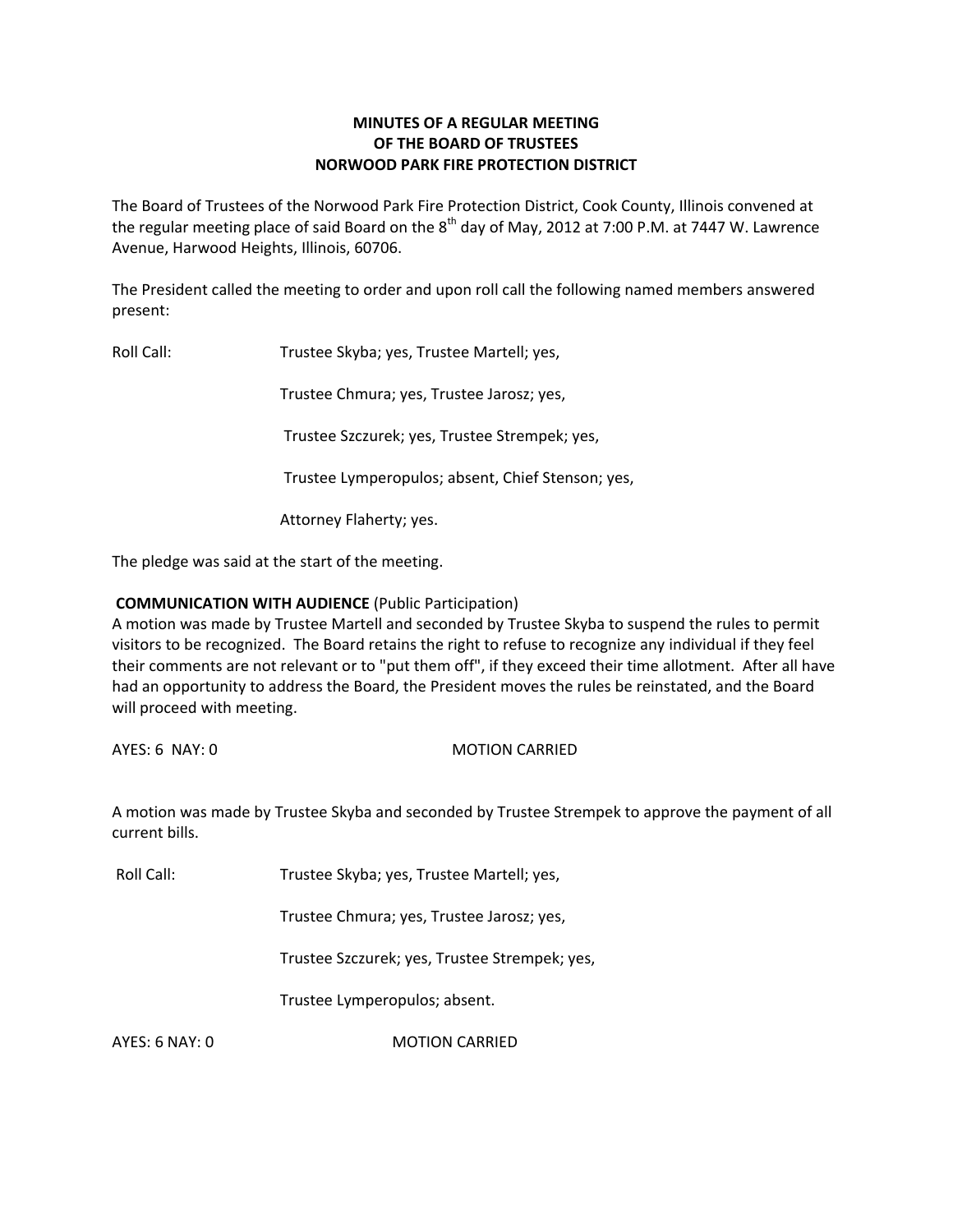**MINUTES OF A REGULAR MEETING
OF THE BOARD OF TRUSTEES
NORWOOD PARK FIRE PROTECTION DISTRICT**

The Board of Trustees of the Norwood Park Fire Protection District, Cook County, Illinois convened at the regular meeting place of said Board on the 8th day of May, 2012 at 7:00 P.M. at 7447 W. Lawrence Avenue, Harwood Heights, Illinois, 60706.

The President called the meeting to order and upon roll call the following named members answered present:

Roll Call: Trustee Skyba; yes, Trustee Martell; yes,

Trustee Chmura; yes, Trustee Jarosz; yes,

Trustee Szczurek; yes, Trustee Strempek; yes,

Trustee Lymperopulos; absent, Chief Stenson; yes,

Attorney Flaherty; yes.

The pledge was said at the start of the meeting.

**COMMUNICATION WITH AUDIENCE** (Public Participation)
A motion was made by Trustee Martell and seconded by Trustee Skyba to suspend the rules to permit visitors to be recognized. The Board retains the right to refuse to recognize any individual if they feel their comments are not relevant or to "put them off", if they exceed their time allotment. After all have had an opportunity to address the Board, the President moves the rules be reinstated, and the Board will proceed with meeting.

AYES: 6 NAY: 0 MOTION CARRIED

A motion was made by Trustee Skyba and seconded by Trustee Strempek to approve the payment of all current bills.

Roll Call: Trustee Skyba; yes, Trustee Martell; yes,

Trustee Chmura; yes, Trustee Jarosz; yes,

Trustee Szczurek; yes, Trustee Strempek; yes,

Trustee Lymperopulos; absent.

AYES: 6 NAY: 0 MOTION CARRIED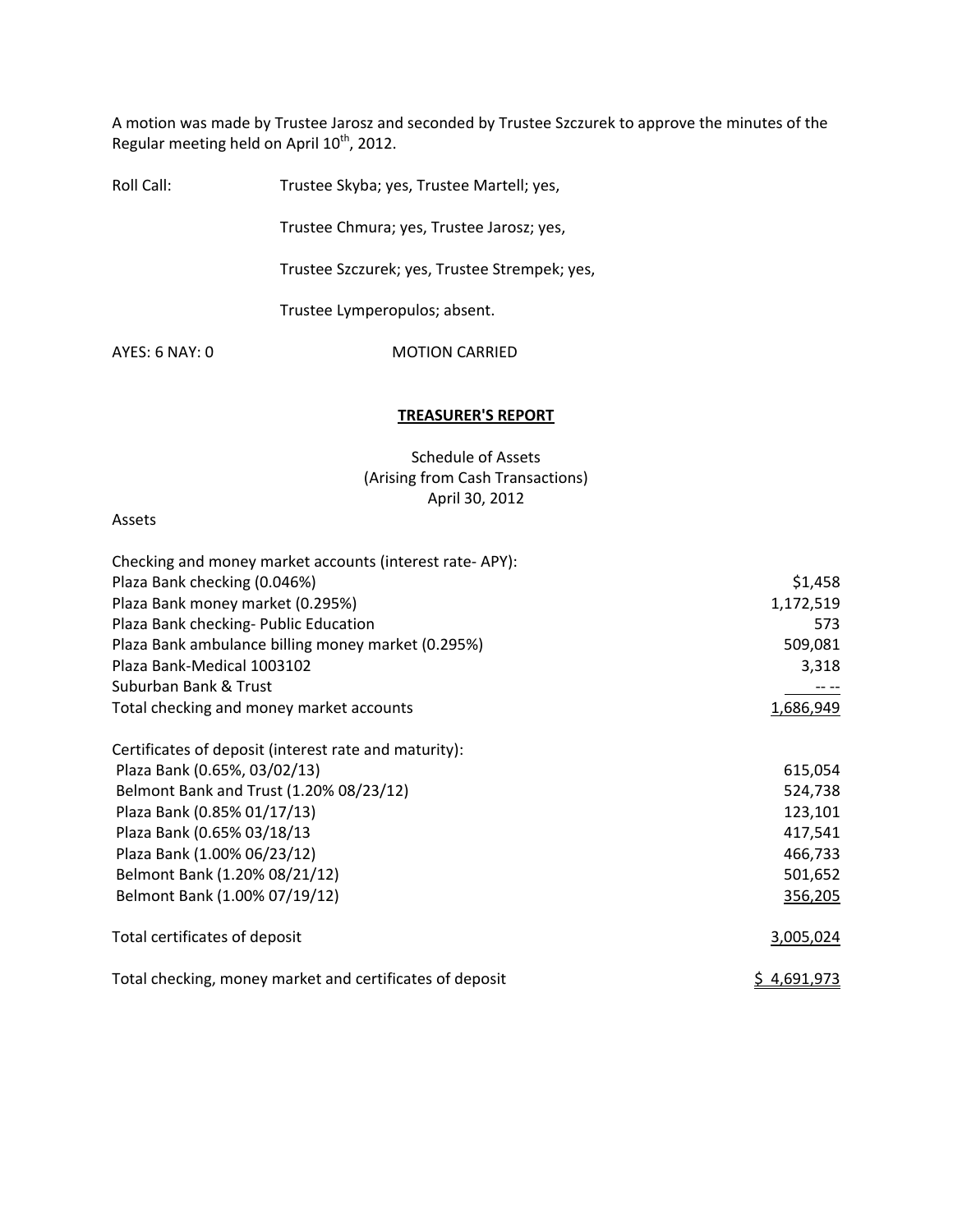A motion was made by Trustee Jarosz and seconded by Trustee Szczurek to approve the minutes of the Regular meeting held on April 10th, 2012.

Roll Call: Trustee Skyba; yes, Trustee Martell; yes,

Trustee Chmura; yes, Trustee Jarosz; yes,

Trustee Szczurek; yes, Trustee Strempek; yes,

Trustee Lymperopulos; absent.

AYES: 6 NAY: 0 MOTION CARRIED

## TREASURER'S REPORT

Schedule of Assets
(Arising from Cash Transactions)
April 30, 2012

Assets

| | |
|---|---|
| Checking and money market accounts (interest rate- APY): | |
| Plaza Bank checking (0.046%) | $1,458 |
| Plaza Bank money market (0.295%) | 1,172,519 |
| Plaza Bank checking- Public Education | 573 |
| Plaza Bank ambulance billing money market (0.295%) | 509,081 |
| Plaza Bank-Medical 1003102 | 3,318 |
| Suburban Bank & Trust | -- -- |
| Total checking and money market accounts | 1,686,949 |
| | |
| Certificates of deposit (interest rate and maturity): | |
| Plaza Bank (0.65%, 03/02/13) | 615,054 |
| Belmont Bank and Trust (1.20% 08/23/12) | 524,738 |
| Plaza Bank (0.85% 01/17/13) | 123,101 |
| Plaza Bank (0.65% 03/18/13 | 417,541 |
| Plaza Bank (1.00% 06/23/12) | 466,733 |
| Belmont Bank (1.20% 08/21/12) | 501,652 |
| Belmont Bank (1.00% 07/19/12) | 356,205 |
| | |
| Total certificates of deposit | 3,005,024 |
| | |
| Total checking, money market and certificates of deposit | $ 4,691,973 |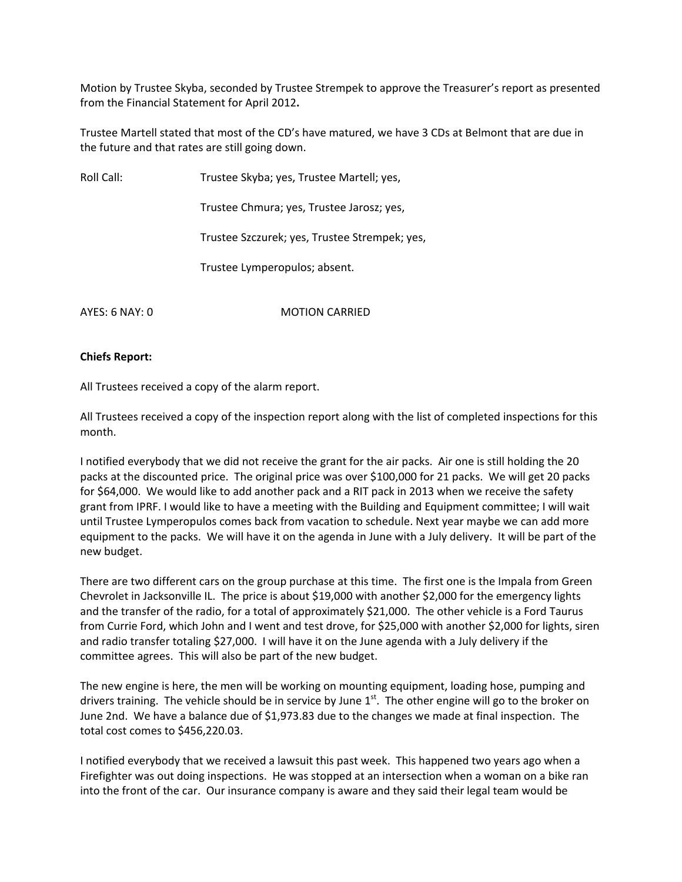Motion by Trustee Skyba, seconded by Trustee Strempek to approve the Treasurer's report as presented from the Financial Statement for April 2012**.**

Trustee Martell stated that most of the CD's have matured, we have 3 CDs at Belmont that are due in the future and that rates are still going down.

Roll Call: Trustee Skyba; yes, Trustee Martell; yes,

Trustee Chmura; yes, Trustee Jarosz; yes,

Trustee Szczurek; yes, Trustee Strempek; yes,

Trustee Lymperopulos; absent.

AYES: 6 NAY: 0 MOTION CARRIED

**Chiefs Report:**

All Trustees received a copy of the alarm report.

All Trustees received a copy of the inspection report along with the list of completed inspections for this month.

I notified everybody that we did not receive the grant for the air packs. Air one is still holding the 20 packs at the discounted price. The original price was over $100,000 for 21 packs. We will get 20 packs for $64,000. We would like to add another pack and a RIT pack in 2013 when we receive the safety grant from IPRF. I would like to have a meeting with the Building and Equipment committee; I will wait until Trustee Lymperopulos comes back from vacation to schedule. Next year maybe we can add more equipment to the packs. We will have it on the agenda in June with a July delivery. It will be part of the new budget.

There are two different cars on the group purchase at this time. The first one is the Impala from Green Chevrolet in Jacksonville IL. The price is about $19,000 with another $2,000 for the emergency lights and the transfer of the radio, for a total of approximately $21,000. The other vehicle is a Ford Taurus from Currie Ford, which John and I went and test drove, for $25,000 with another $2,000 for lights, siren and radio transfer totaling $27,000. I will have it on the June agenda with a July delivery if the committee agrees. This will also be part of the new budget.

The new engine is here, the men will be working on mounting equipment, loading hose, pumping and drivers training. The vehicle should be in service by June 1st. The other engine will go to the broker on June 2nd. We have a balance due of $1,973.83 due to the changes we made at final inspection. The total cost comes to $456,220.03.

I notified everybody that we received a lawsuit this past week. This happened two years ago when a Firefighter was out doing inspections. He was stopped at an intersection when a woman on a bike ran into the front of the car. Our insurance company is aware and they said their legal team would be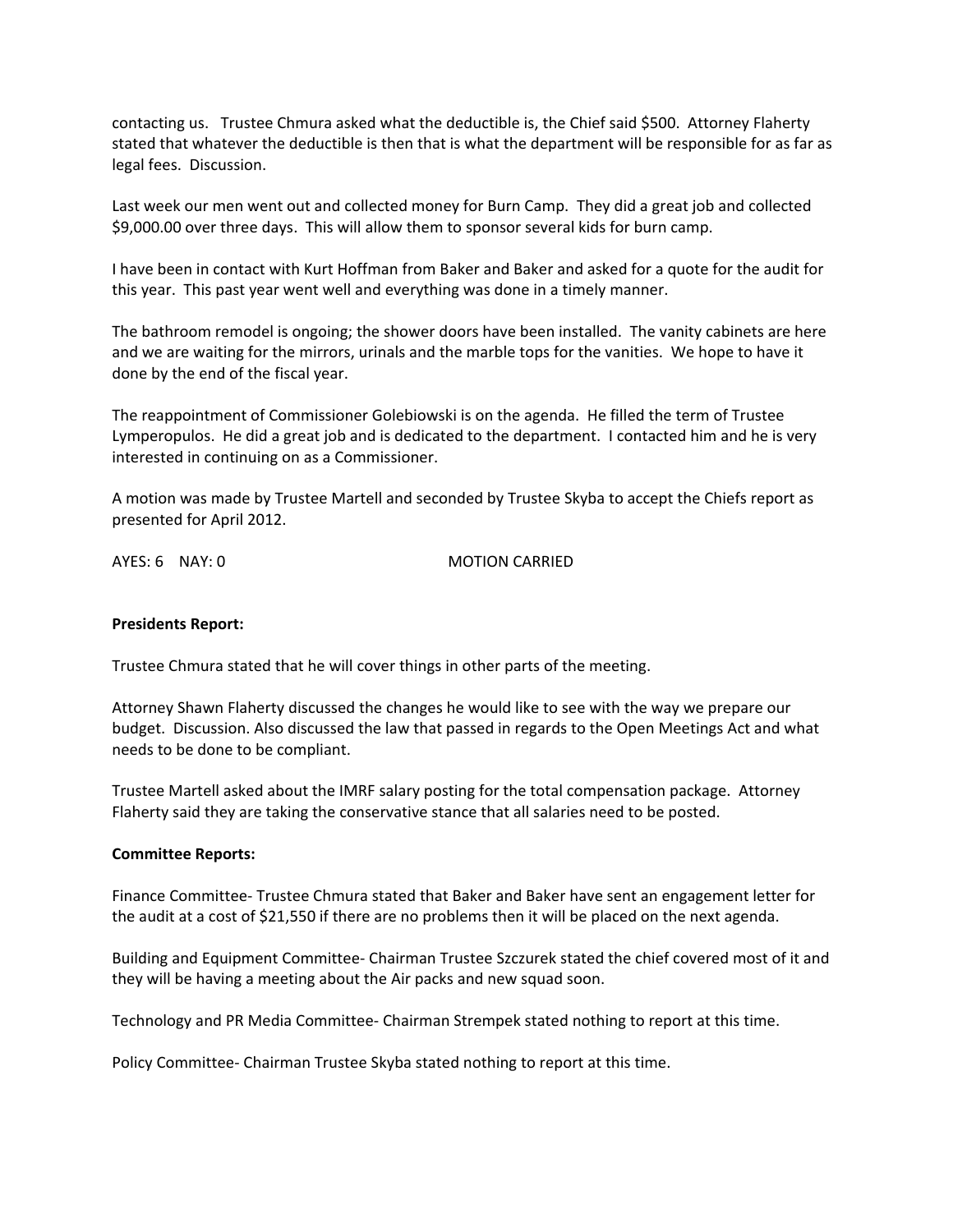contacting us. Trustee Chmura asked what the deductible is, the Chief said $500. Attorney Flaherty stated that whatever the deductible is then that is what the department will be responsible for as far as legal fees. Discussion.

Last week our men went out and collected money for Burn Camp. They did a great job and collected $9,000.00 over three days. This will allow them to sponsor several kids for burn camp.

I have been in contact with Kurt Hoffman from Baker and Baker and asked for a quote for the audit for this year. This past year went well and everything was done in a timely manner.

The bathroom remodel is ongoing; the shower doors have been installed. The vanity cabinets are here and we are waiting for the mirrors, urinals and the marble tops for the vanities. We hope to have it done by the end of the fiscal year.

The reappointment of Commissioner Golebiowski is on the agenda. He filled the term of Trustee Lymperopulos. He did a great job and is dedicated to the department. I contacted him and he is very interested in continuing on as a Commissioner.

A motion was made by Trustee Martell and seconded by Trustee Skyba to accept the Chiefs report as presented for April 2012.

AYES: 6 NAY: 0 MOTION CARRIED

**Presidents Report:**

Trustee Chmura stated that he will cover things in other parts of the meeting.

Attorney Shawn Flaherty discussed the changes he would like to see with the way we prepare our budget. Discussion. Also discussed the law that passed in regards to the Open Meetings Act and what needs to be done to be compliant.

Trustee Martell asked about the IMRF salary posting for the total compensation package. Attorney Flaherty said they are taking the conservative stance that all salaries need to be posted.

**Committee Reports:**

Finance Committee- Trustee Chmura stated that Baker and Baker have sent an engagement letter for the audit at a cost of $21,550 if there are no problems then it will be placed on the next agenda.

Building and Equipment Committee- Chairman Trustee Szczurek stated the chief covered most of it and they will be having a meeting about the Air packs and new squad soon.

Technology and PR Media Committee- Chairman Strempek stated nothing to report at this time.

Policy Committee- Chairman Trustee Skyba stated nothing to report at this time.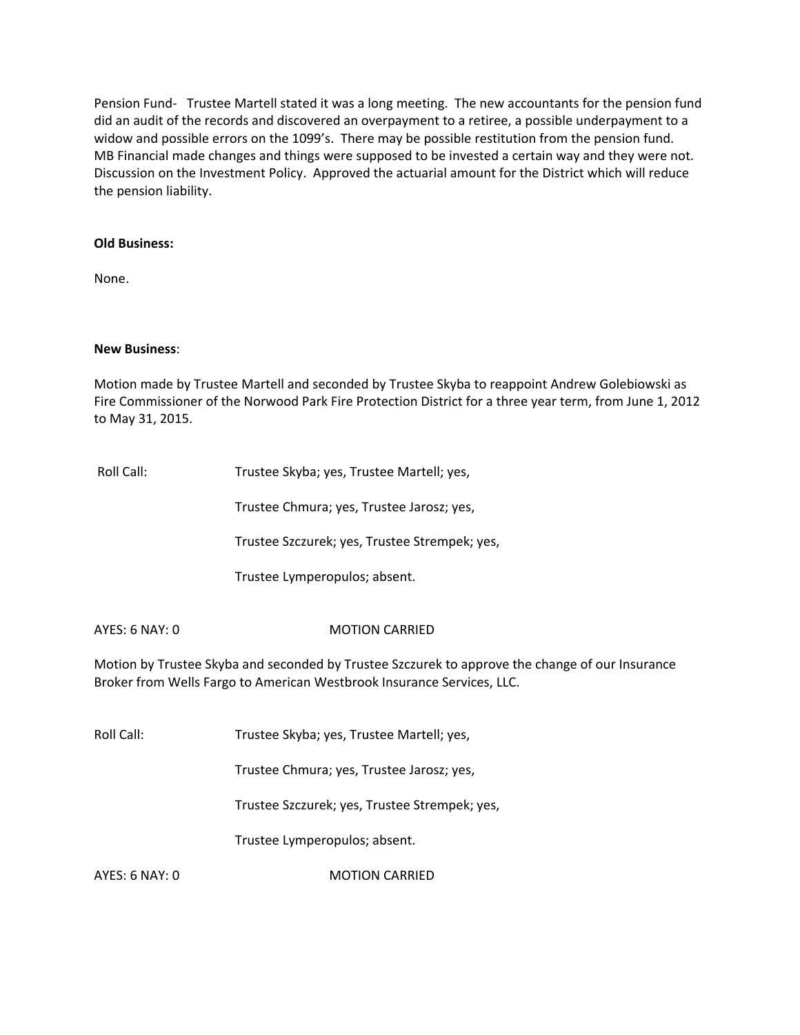Pension Fund- Trustee Martell stated it was a long meeting. The new accountants for the pension fund did an audit of the records and discovered an overpayment to a retiree, a possible underpayment to a widow and possible errors on the 1099's. There may be possible restitution from the pension fund. MB Financial made changes and things were supposed to be invested a certain way and they were not. Discussion on the Investment Policy. Approved the actuarial amount for the District which will reduce the pension liability.

**Old Business:**

None.

**New Business**:

Motion made by Trustee Martell and seconded by Trustee Skyba to reappoint Andrew Golebiowski as Fire Commissioner of the Norwood Park Fire Protection District for a three year term, from June 1, 2012 to May 31, 2015.

Roll Call: Trustee Skyba; yes, Trustee Martell; yes,

Trustee Chmura; yes, Trustee Jarosz; yes,

Trustee Szczurek; yes, Trustee Strempek; yes,

Trustee Lymperopulos; absent.

AYES: 6 NAY: 0 MOTION CARRIED

Motion by Trustee Skyba and seconded by Trustee Szczurek to approve the change of our Insurance Broker from Wells Fargo to American Westbrook Insurance Services, LLC.

Roll Call: Trustee Skyba; yes, Trustee Martell; yes,

Trustee Chmura; yes, Trustee Jarosz; yes,

Trustee Szczurek; yes, Trustee Strempek; yes,

Trustee Lymperopulos; absent.

AYES: 6 NAY: 0 MOTION CARRIED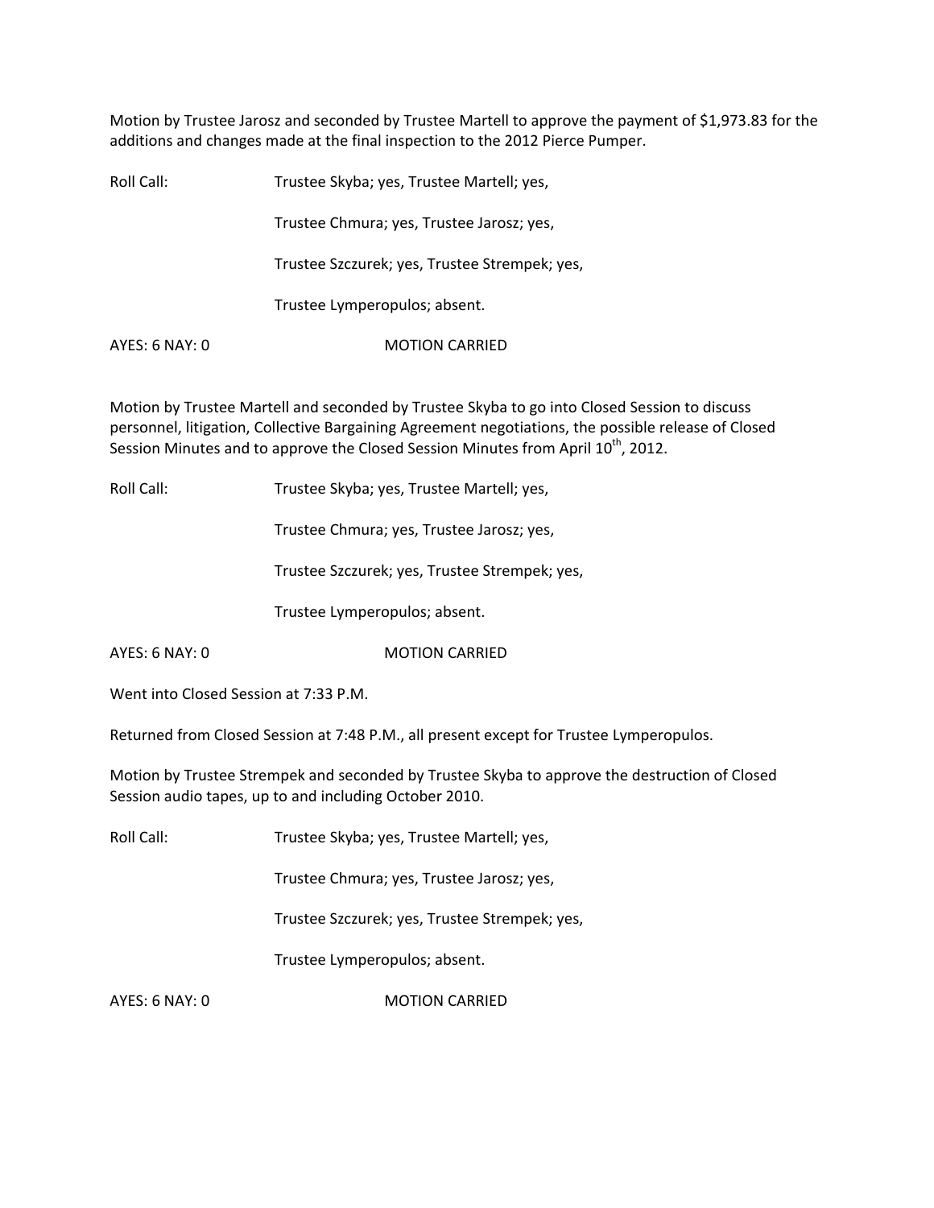Motion by Trustee Jarosz and seconded by Trustee Martell to approve the payment of $1,973.83 for the additions and changes made at the final inspection to the 2012 Pierce Pumper.

Roll Call: Trustee Skyba; yes, Trustee Martell; yes,

Trustee Chmura; yes, Trustee Jarosz; yes,

Trustee Szczurek; yes, Trustee Strempek; yes,

Trustee Lymperopulos; absent.

AYES: 6 NAY: 0 MOTION CARRIED

Motion by Trustee Martell and seconded by Trustee Skyba to go into Closed Session to discuss personnel, litigation, Collective Bargaining Agreement negotiations, the possible release of Closed Session Minutes and to approve the Closed Session Minutes from April 10th, 2012.

Roll Call: Trustee Skyba; yes, Trustee Martell; yes,

Trustee Chmura; yes, Trustee Jarosz; yes,

Trustee Szczurek; yes, Trustee Strempek; yes,

Trustee Lymperopulos; absent.

AYES: 6 NAY: 0 MOTION CARRIED

Went into Closed Session at 7:33 P.M.

Returned from Closed Session at 7:48 P.M., all present except for Trustee Lymperopulos.

Motion by Trustee Strempek and seconded by Trustee Skyba to approve the destruction of Closed Session audio tapes, up to and including October 2010.

Roll Call: Trustee Skyba; yes, Trustee Martell; yes,

Trustee Chmura; yes, Trustee Jarosz; yes,

Trustee Szczurek; yes, Trustee Strempek; yes,

Trustee Lymperopulos; absent.

AYES: 6 NAY: 0 MOTION CARRIED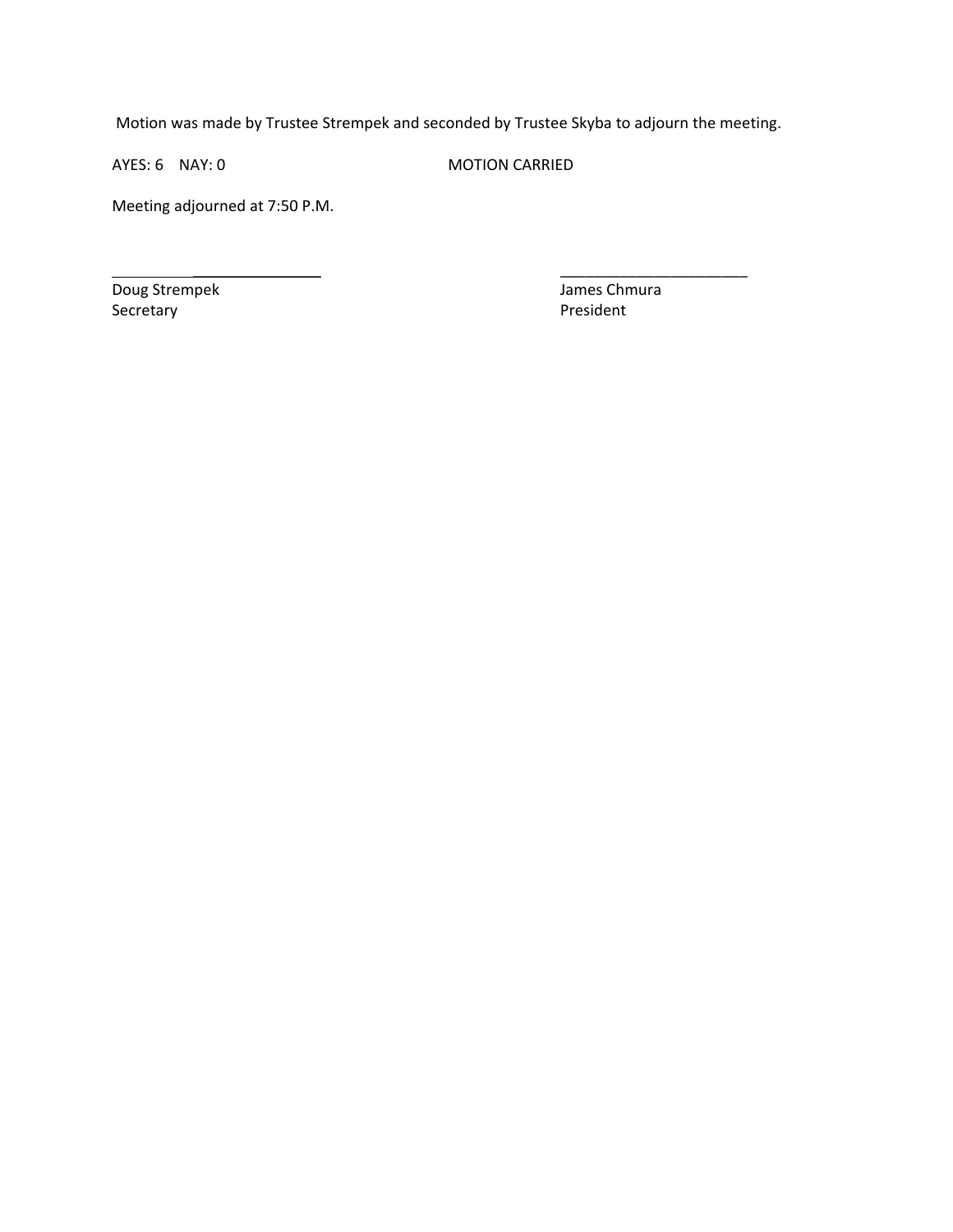Motion was made by Trustee Strempek and seconded by Trustee Skyba to adjourn the meeting.

AYES: 6    NAY: 0    MOTION CARRIED

Meeting adjourned at 7:50 P.M.

_________________________

Doug Strempek
Secretary

_________________________

James Chmura
President